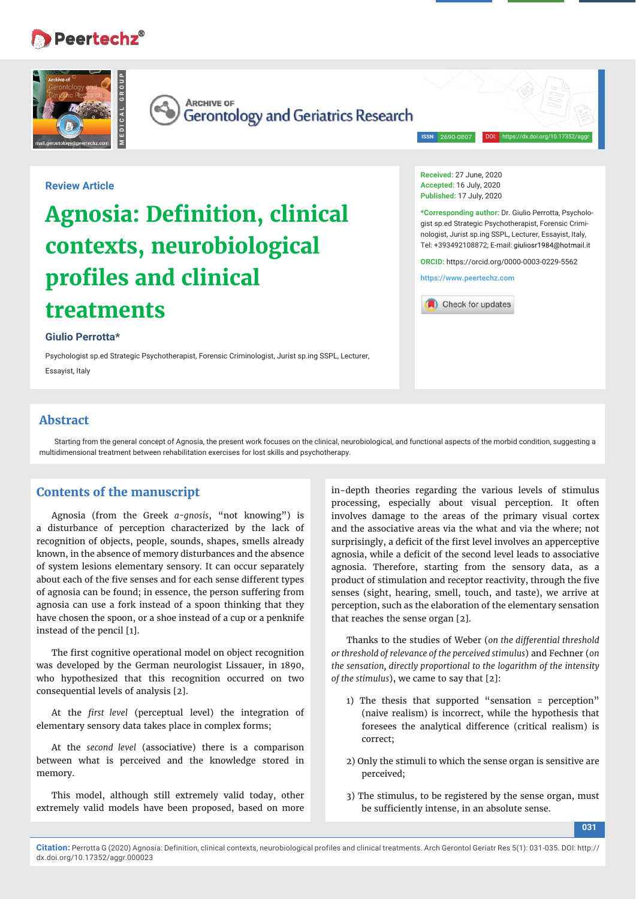Archive of Gerontology and Geriatrics Research

ISSN: 2690-0807 DOI: https://dx.doi.org/10.17352/aggr

**Review Article**

# Agnosia: Definition, clinical contexts, neurobiological profiles and clinical treatments

**Giulio Perrotta***

Psychologist sp.ed Strategic Psychotherapist, Forensic Criminologist, Jurist sp.ing SSPL, Lecturer, Essayist, Italy

**Received:** 27 June, 2020
**Accepted:** 16 July, 2020
**Published:** 17 July, 2020

***Corresponding author:** Dr. Giulio Perrotta, Psychologist sp.ed Strategic Psychotherapist, Forensic Criminologist, Jurist sp.ing SSPL, Lecturer, Essayist, Italy, Tel: +393492108872; E-mail: giuliosr1984@hotmail.it

**ORCID:** https://orcid.org/0000-0003-0229-5562

https://www.peertechz.com

## Abstract

Starting from the general concept of Agnosia, the present work focuses on the clinical, neurobiological, and functional aspects of the morbid condition, suggesting a multidimensional treatment between rehabilitation exercises for lost skills and psychotherapy.

## Contents of the manuscript

Agnosia (from the Greek *a-gnosis*, "not knowing") is a disturbance of perception characterized by the lack of recognition of objects, people, sounds, shapes, smells already known, in the absence of memory disturbances and the absence of system lesions elementary sensory. It can occur separately about each of the five senses and for each sense different types of agnosia can be found; in essence, the person suffering from agnosia can use a fork instead of a spoon thinking that they have chosen the spoon, or a shoe instead of a cup or a penknife instead of the pencil [1].

The first cognitive operational model on object recognition was developed by the German neurologist Lissauer, in 1890, who hypothesized that this recognition occurred on two consequential levels of analysis [2].

At the *first level* (perceptual level) the integration of elementary sensory data takes place in complex forms;

At the *second level* (associative) there is a comparison between what is perceived and the knowledge stored in memory.

This model, although still extremely valid today, other extremely valid models have been proposed, based on more in-depth theories regarding the various levels of stimulus processing, especially about visual perception. It often involves damage to the areas of the primary visual cortex and the associative areas via the what and via the where; not surprisingly, a deficit of the first level involves an apperceptive agnosia, while a deficit of the second level leads to associative agnosia. Therefore, starting from the sensory data, as a product of stimulation and receptor reactivity, through the five senses (sight, hearing, smell, touch, and taste), we arrive at perception, such as the elaboration of the elementary sensation that reaches the sense organ [2].

Thanks to the studies of Weber (*on the differential threshold or threshold of relevance of the perceived stimulus*) and Fechner (*on the sensation, directly proportional to the logarithm of the intensity of the stimulus*), we came to say that [2]:

1) The thesis that supported "sensation = perception" (naive realism) is incorrect, while the hypothesis that foresees the analytical difference (critical realism) is correct;

2) Only the stimuli to which the sense organ is sensitive are perceived;

3) The stimulus, to be registered by the sense organ, must be sufficiently intense, in an absolute sense.

**Citation:** Perrotta G (2020) Agnosia: Definition, clinical contexts, neurobiological profiles and clinical treatments. Arch Gerontol Geriatr Res 5(1): 031-035. DOI: http://dx.doi.org/10.17352/aggr.000023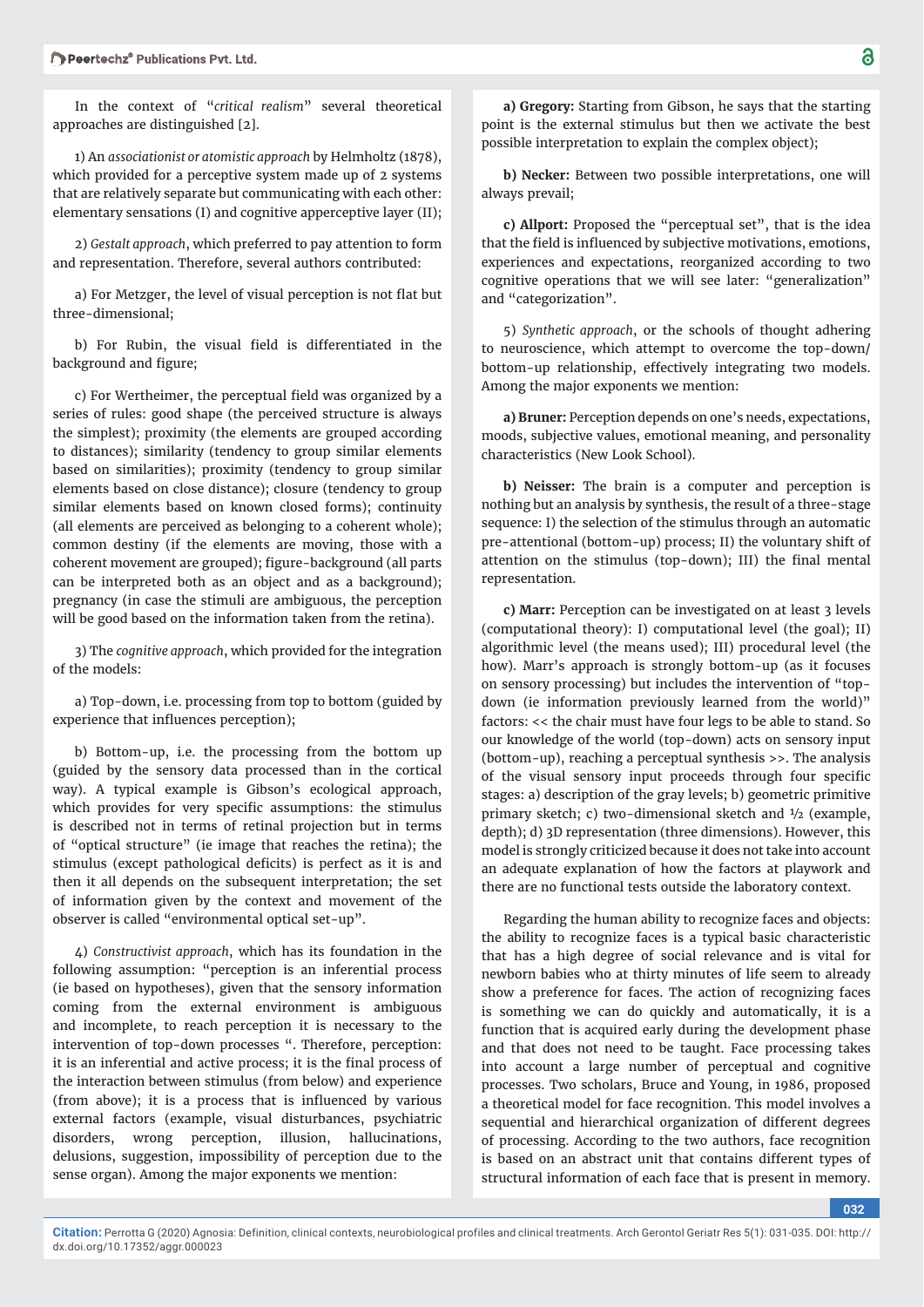In the context of "*critical realism*" several theoretical approaches are distinguished [2].

1) An *associationist or atomistic approach* by Helmholtz (1878), which provided for a perceptive system made up of 2 systems that are relatively separate but communicating with each other: elementary sensations (I) and cognitive apperceptive layer (II);

2) *Gestalt approach*, which preferred to pay attention to form and representation. Therefore, several authors contributed:

a) For Metzger, the level of visual perception is not flat but three-dimensional;

b) For Rubin, the visual field is differentiated in the background and figure;

c) For Wertheimer, the perceptual field was organized by a series of rules: good shape (the perceived structure is always the simplest); proximity (the elements are grouped according to distances); similarity (tendency to group similar elements based on similarities); proximity (tendency to group similar elements based on close distance); closure (tendency to group similar elements based on known closed forms); continuity (all elements are perceived as belonging to a coherent whole); common destiny (if the elements are moving, those with a coherent movement are grouped); figure-background (all parts can be interpreted both as an object and as a background); pregnancy (in case the stimuli are ambiguous, the perception will be good based on the information taken from the retina).

3) The *cognitive approach*, which provided for the integration of the models:

a) Top-down, i.e. processing from top to bottom (guided by experience that influences perception);

b) Bottom-up, i.e. the processing from the bottom up (guided by the sensory data processed than in the cortical way). A typical example is Gibson's ecological approach, which provides for very specific assumptions: the stimulus is described not in terms of retinal projection but in terms of "optical structure" (ie image that reaches the retina); the stimulus (except pathological deficits) is perfect as it is and then it all depends on the subsequent interpretation; the set of information given by the context and movement of the observer is called "environmental optical set-up".

4) *Constructivist approach*, which has its foundation in the following assumption: "perception is an inferential process (ie based on hypotheses), given that the sensory information coming from the external environment is ambiguous and incomplete, to reach perception it is necessary to the intervention of top-down processes ". Therefore, perception: it is an inferential and active process; it is the final process of the interaction between stimulus (from below) and experience (from above); it is a process that is influenced by various external factors (example, visual disturbances, psychiatric disorders, wrong perception, illusion, hallucinations, delusions, suggestion, impossibility of perception due to the sense organ). Among the major exponents we mention:

**a) Gregory:** Starting from Gibson, he says that the starting point is the external stimulus but then we activate the best possible interpretation to explain the complex object);

**b) Necker:** Between two possible interpretations, one will always prevail;

**c) Allport:** Proposed the "perceptual set", that is the idea that the field is influenced by subjective motivations, emotions, experiences and expectations, reorganized according to two cognitive operations that we will see later: "generalization" and "categorization".

5) *Synthetic approach*, or the schools of thought adhering to neuroscience, which attempt to overcome the top-down/ bottom-up relationship, effectively integrating two models. Among the major exponents we mention:

**a) Bruner:** Perception depends on one's needs, expectations, moods, subjective values, emotional meaning, and personality characteristics (New Look School).

**b) Neisser:** The brain is a computer and perception is nothing but an analysis by synthesis, the result of a three-stage sequence: I) the selection of the stimulus through an automatic pre-attentional (bottom-up) process; II) the voluntary shift of attention on the stimulus (top-down); III) the final mental representation.

**c) Marr:** Perception can be investigated on at least 3 levels (computational theory): I) computational level (the goal); II) algorithmic level (the means used); III) procedural level (the how). Marr's approach is strongly bottom-up (as it focuses on sensory processing) but includes the intervention of "top-down (ie information previously learned from the world)" factors: << the chair must have four legs to be able to stand. So our knowledge of the world (top-down) acts on sensory input (bottom-up), reaching a perceptual synthesis >>. The analysis of the visual sensory input proceeds through four specific stages: a) description of the gray levels; b) geometric primitive primary sketch; c) two-dimensional sketch and ½ (example, depth); d) 3D representation (three dimensions). However, this model is strongly criticized because it does not take into account an adequate explanation of how the factors at playwork and there are no functional tests outside the laboratory context.

Regarding the human ability to recognize faces and objects: the ability to recognize faces is a typical basic characteristic that has a high degree of social relevance and is vital for newborn babies who at thirty minutes of life seem to already show a preference for faces. The action of recognizing faces is something we can do quickly and automatically, it is a function that is acquired early during the development phase and that does not need to be taught. Face processing takes into account a large number of perceptual and cognitive processes. Two scholars, Bruce and Young, in 1986, proposed a theoretical model for face recognition. This model involves a sequential and hierarchical organization of different degrees of processing. According to the two authors, face recognition is based on an abstract unit that contains different types of structural information of each face that is present in memory.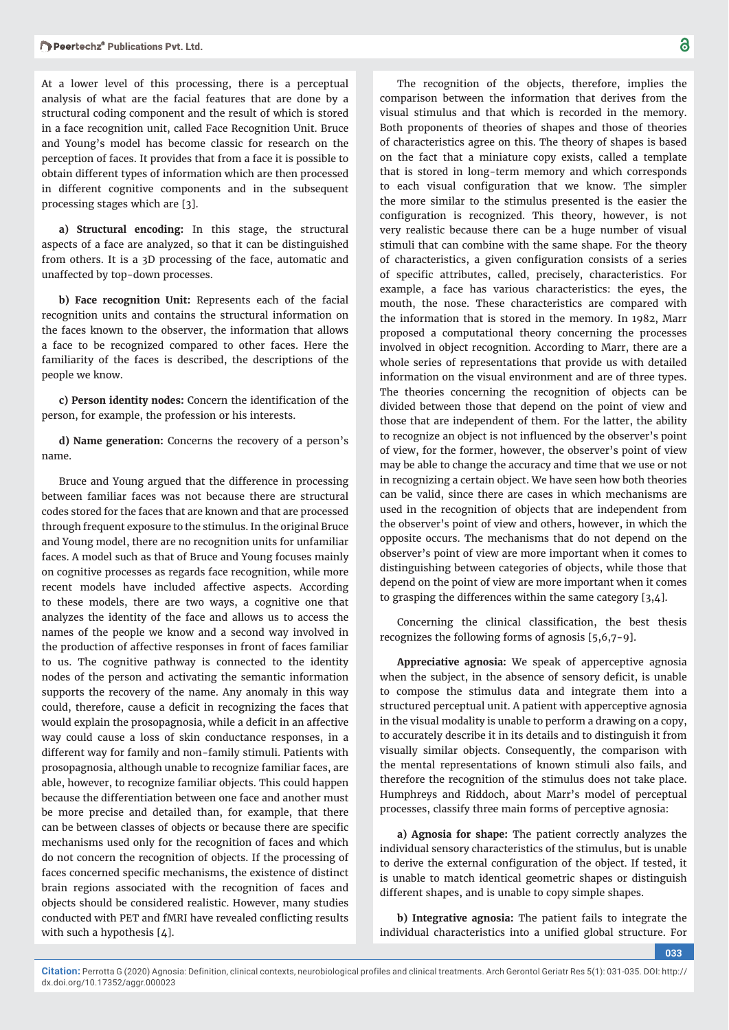At a lower level of this processing, there is a perceptual analysis of what are the facial features that are done by a structural coding component and the result of which is stored in a face recognition unit, called Face Recognition Unit. Bruce and Young's model has become classic for research on the perception of faces. It provides that from a face it is possible to obtain different types of information which are then processed in different cognitive components and in the subsequent processing stages which are [3].

**a) Structural encoding:** In this stage, the structural aspects of a face are analyzed, so that it can be distinguished from others. It is a 3D processing of the face, automatic and unaffected by top-down processes.

**b) Face recognition Unit:** Represents each of the facial recognition units and contains the structural information on the faces known to the observer, the information that allows a face to be recognized compared to other faces. Here the familiarity of the faces is described, the descriptions of the people we know.

**c) Person identity nodes:** Concern the identification of the person, for example, the profession or his interests.

**d) Name generation:** Concerns the recovery of a person's name.

Bruce and Young argued that the difference in processing between familiar faces was not because there are structural codes stored for the faces that are known and that are processed through frequent exposure to the stimulus. In the original Bruce and Young model, there are no recognition units for unfamiliar faces. A model such as that of Bruce and Young focuses mainly on cognitive processes as regards face recognition, while more recent models have included affective aspects. According to these models, there are two ways, a cognitive one that analyzes the identity of the face and allows us to access the names of the people we know and a second way involved in the production of affective responses in front of faces familiar to us. The cognitive pathway is connected to the identity nodes of the person and activating the semantic information supports the recovery of the name. Any anomaly in this way could, therefore, cause a deficit in recognizing the faces that would explain the prosopagnosia, while a deficit in an affective way could cause a loss of skin conductance responses, in a different way for family and non-family stimuli. Patients with prosopagnosia, although unable to recognize familiar faces, are able, however, to recognize familiar objects. This could happen because the differentiation between one face and another must be more precise and detailed than, for example, that there can be between classes of objects or because there are specific mechanisms used only for the recognition of faces and which do not concern the recognition of objects. If the processing of faces concerned specific mechanisms, the existence of distinct brain regions associated with the recognition of faces and objects should be considered realistic. However, many studies conducted with PET and fMRI have revealed conflicting results with such a hypothesis [4].

The recognition of the objects, therefore, implies the comparison between the information that derives from the visual stimulus and that which is recorded in the memory. Both proponents of theories of shapes and those of theories of characteristics agree on this. The theory of shapes is based on the fact that a miniature copy exists, called a template that is stored in long-term memory and which corresponds to each visual configuration that we know. The simpler the more similar to the stimulus presented is the easier the configuration is recognized. This theory, however, is not very realistic because there can be a huge number of visual stimuli that can combine with the same shape. For the theory of characteristics, a given configuration consists of a series of specific attributes, called, precisely, characteristics. For example, a face has various characteristics: the eyes, the mouth, the nose. These characteristics are compared with the information that is stored in the memory. In 1982, Marr proposed a computational theory concerning the processes involved in object recognition. According to Marr, there are a whole series of representations that provide us with detailed information on the visual environment and are of three types. The theories concerning the recognition of objects can be divided between those that depend on the point of view and those that are independent of them. For the latter, the ability to recognize an object is not influenced by the observer's point of view, for the former, however, the observer's point of view may be able to change the accuracy and time that we use or not in recognizing a certain object. We have seen how both theories can be valid, since there are cases in which mechanisms are used in the recognition of objects that are independent from the observer's point of view and others, however, in which the opposite occurs. The mechanisms that do not depend on the observer's point of view are more important when it comes to distinguishing between categories of objects, while those that depend on the point of view are more important when it comes to grasping the differences within the same category [3,4].

Concerning the clinical classification, the best thesis recognizes the following forms of agnosis [5,6,7-9].

**Appreciative agnosia:** We speak of apperceptive agnosia when the subject, in the absence of sensory deficit, is unable to compose the stimulus data and integrate them into a structured perceptual unit. A patient with apperceptive agnosia in the visual modality is unable to perform a drawing on a copy, to accurately describe it in its details and to distinguish it from visually similar objects. Consequently, the comparison with the mental representations of known stimuli also fails, and therefore the recognition of the stimulus does not take place. Humphreys and Riddoch, about Marr's model of perceptual processes, classify three main forms of perceptive agnosia:

**a) Agnosia for shape:** The patient correctly analyzes the individual sensory characteristics of the stimulus, but is unable to derive the external configuration of the object. If tested, it is unable to match identical geometric shapes or distinguish different shapes, and is unable to copy simple shapes.

**b) Integrative agnosia:** The patient fails to integrate the individual characteristics into a unified global structure. For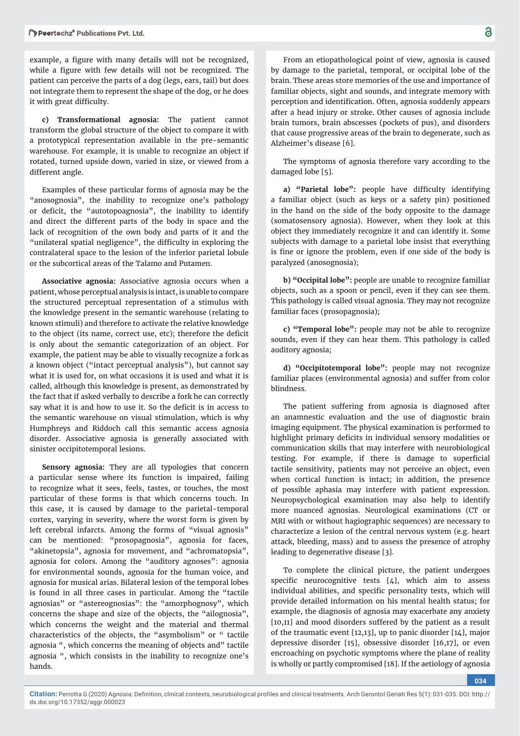example, a figure with many details will not be recognized, while a figure with few details will not be recognized. The patient can perceive the parts of a dog (legs, ears, tail) but does not integrate them to represent the shape of the dog, or he does it with great difficulty.

**c) Transformational agnosia:** The patient cannot transform the global structure of the object to compare it with a prototypical representation available in the pre-semantic warehouse. For example, it is unable to recognize an object if rotated, turned upside down, varied in size, or viewed from a different angle.

Examples of these particular forms of agnosia may be the "anosognosia", the inability to recognize one's pathology or deficit, the "autotopoagnosia", the inability to identify and direct the different parts of the body in space and the lack of recognition of the own body and parts of it and the "unilateral spatial negligence", the difficulty in exploring the contralateral space to the lesion of the inferior parietal lobule or the subcortical areas of the Talamo and Putamen.

**Associative agnosia:** Associative agnosia occurs when a patient, whose perceptual analysis is intact, is unable to compare the structured perceptual representation of a stimulus with the knowledge present in the semantic warehouse (relating to known stimuli) and therefore to activate the relative knowledge to the object (its name, correct use, etc); therefore the deficit is only about the semantic categorization of an object. For example, the patient may be able to visually recognize a fork as a known object ("intact perceptual analysis"), but cannot say what it is used for, on what occasions it is used and what it is called, although this knowledge is present, as demonstrated by the fact that if asked verbally to describe a fork he can correctly say what it is and how to use it. So the deficit is in access to the semantic warehouse on visual stimulation, which is why Humphreys and Riddoch call this semantic access agnosia disorder. Associative agnosia is generally associated with sinister occipitotemporal lesions.

**Sensory agnosia:** They are all typologies that concern a particular sense where its function is impaired, failing to recognize what it sees, feels, tastes, or touches, the most particular of these forms is that which concerns touch. In this case, it is caused by damage to the parietal-temporal cortex, varying in severity, where the worst form is given by left cerebral infarcts. Among the forms of "visual agnosia" can be mentioned: "prosopagnosia", agnosia for faces, "akinetopsia", agnosia for movement, and "achromatopsia", agnosia for colors. Among the "auditory agnoses": agnosia for environmental sounds, agnosia for the human voice, and agnosia for musical arias. Bilateral lesion of the temporal lobes is found in all three cases in particular. Among the "tactile agnosias" or "astereognosias": the "amorphognosy", which concerns the shape and size of the objects, the "ailognosia", which concerns the weight and the material and thermal characteristics of the objects, the "asymbolism" or " tactile agnosia ", which concerns the meaning of objects and" tactile agnosia ", which consists in the inability to recognize one's hands.

From an etiopathological point of view, agnosia is caused by damage to the parietal, temporal, or occipital lobe of the brain. These areas store memories of the use and importance of familiar objects, sight and sounds, and integrate memory with perception and identification. Often, agnosia suddenly appears after a head injury or stroke. Other causes of agnosia include brain tumors, brain abscesses (pockets of pus), and disorders that cause progressive areas of the brain to degenerate, such as Alzheimer's disease [6].

The symptoms of agnosia therefore vary according to the damaged lobe [5].

**a) "Parietal lobe":** people have difficulty identifying a familiar object (such as keys or a safety pin) positioned in the hand on the side of the body opposite to the damage (somatosensory agnosia). However, when they look at this object they immediately recognize it and can identify it. Some subjects with damage to a parietal lobe insist that everything is fine or ignore the problem, even if one side of the body is paralyzed (anosognosia);

**b) "Occipital lobe":** people are unable to recognize familiar objects, such as a spoon or pencil, even if they can see them. This pathology is called visual agnosia. They may not recognize familiar faces (prosopagnosia);

**c) "Temporal lobe":** people may not be able to recognize sounds, even if they can hear them. This pathology is called auditory agnosia;

**d) "Occipitotemporal lobe":** people may not recognize familiar places (environmental agnosia) and suffer from color blindness.

The patient suffering from agnosia is diagnosed after an anamnestic evaluation and the use of diagnostic brain imaging equipment. The physical examination is performed to highlight primary deficits in individual sensory modalities or communication skills that may interfere with neurobiological testing. For example, if there is damage to superficial tactile sensitivity, patients may not perceive an object, even when cortical function is intact; in addition, the presence of possible aphasia may interfere with patient expression. Neuropsychological examination may also help to identify more nuanced agnosias. Neurological examinations (CT or MRI with or without hagiographic sequences) are necessary to characterize a lesion of the central nervous system (e.g. heart attack, bleeding, mass) and to assess the presence of atrophy leading to degenerative disease [3].

To complete the clinical picture, the patient undergoes specific neurocognitive tests [4], which aim to assess individual abilities, and specific personality tests, which will provide detailed information on his mental health status; for example, the diagnosis of agnosia may exacerbate any anxiety [10,11] and mood disorders suffered by the patient as a result of the traumatic event [12,13], up to panic disorder [14], major depressive disorder [15], obsessive disorder [16,17], or even encroaching on psychotic symptoms where the plane of reality is wholly or partly compromised [18]. If the aetiology of agnosia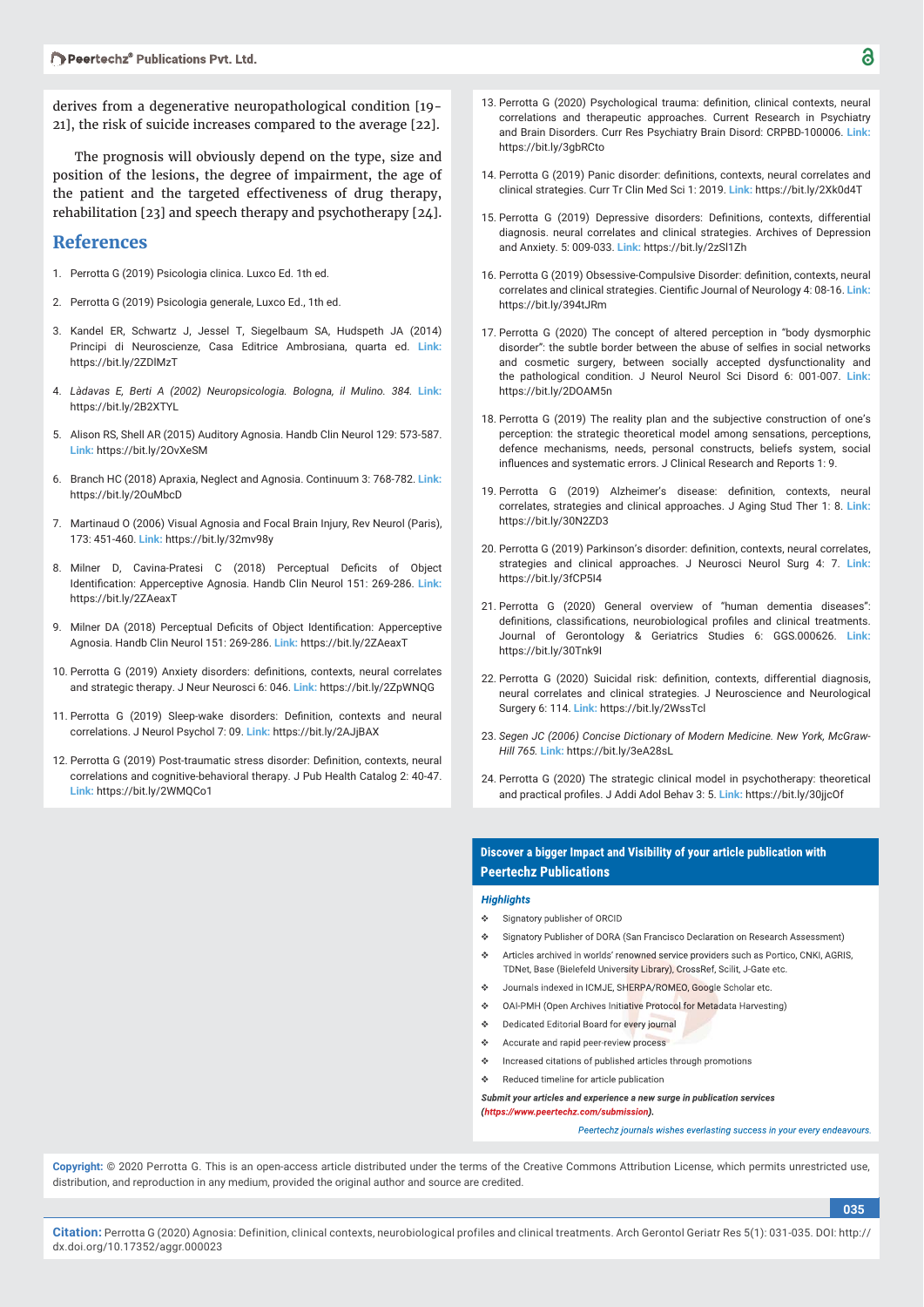derives from a degenerative neuropathological condition [19-21], the risk of suicide increases compared to the average [22].

The prognosis will obviously depend on the type, size and position of the lesions, the degree of impairment, the age of the patient and the targeted effectiveness of drug therapy, rehabilitation [23] and speech therapy and psychotherapy [24].

## References

1. Perrotta G (2019) Psicologia clinica. Luxco Ed. 1th ed.
2. Perrotta G (2019) Psicologia generale, Luxco Ed., 1th ed.
3. Kandel ER, Schwartz J, Jessel T, Siegelbaum SA, Hudspeth JA (2014) Principi di Neuroscienze, Casa Editrice Ambrosiana, quarta ed. **Link:** https://bit.ly/2ZDlMzT
4. *Làdavas E, Berti A (2002) Neuropsicologia. Bologna, il Mulino. 384.* **Link:** https://bit.ly/2B2XTYL
5. Alison RS, Shell AR (2015) Auditory Agnosia. Handb Clin Neurol 129: 573-587. **Link:** https://bit.ly/2OvXeSM
6. Branch HC (2018) Apraxia, Neglect and Agnosia. Continuum 3: 768-782. **Link:** https://bit.ly/2OuMbcD
7. Martinaud O (2006) Visual Agnosia and Focal Brain Injury, Rev Neurol (Paris), 173: 451-460. **Link:** https://bit.ly/32mv98y
8. Milner D, Cavina-Pratesi C (2018) Perceptual Deficits of Object Identification: Apperceptive Agnosia. Handb Clin Neurol 151: 269-286. **Link:** https://bit.ly/2ZAeaxT
9. Milner DA (2018) Perceptual Deficits of Object Identification: Apperceptive Agnosia. Handb Clin Neurol 151: 269-286. **Link:** https://bit.ly/2ZAeaxT
10. Perrotta G (2019) Anxiety disorders: definitions, contexts, neural correlates and strategic therapy. J Neur Neurosci 6: 046. **Link:** https://bit.ly/2ZpWNQG
11. Perrotta G (2019) Sleep-wake disorders: Definition, contexts and neural correlations. J Neurol Psychol 7: 09. **Link:** https://bit.ly/2AJjBAX
12. Perrotta G (2019) Post-traumatic stress disorder: Definition, contexts, neural correlations and cognitive-behavioral therapy. J Pub Health Catalog 2: 40-47. **Link:** https://bit.ly/2WMQCo1
13. Perrotta G (2020) Psychological trauma: definition, clinical contexts, neural correlations and therapeutic approaches. Current Research in Psychiatry and Brain Disorders. Curr Res Psychiatry Brain Disord: CRPBD-100006. **Link:** https://bit.ly/3gbRCto
14. Perrotta G (2019) Panic disorder: definitions, contexts, neural correlates and clinical strategies. Curr Tr Clin Med Sci 1: 2019. **Link:** https://bit.ly/2Xk0d4T
15. Perrotta G (2019) Depressive disorders: Definitions, contexts, differential diagnosis. neural correlates and clinical strategies. Archives of Depression and Anxiety. 5: 009-033. **Link:** https://bit.ly/2zSl1Zh
16. Perrotta G (2019) Obsessive-Compulsive Disorder: definition, contexts, neural correlates and clinical strategies. Cientific Journal of Neurology 4: 08-16. **Link:** https://bit.ly/394tJRm
17. Perrotta G (2020) The concept of altered perception in "body dysmorphic disorder": the subtle border between the abuse of selfies in social networks and cosmetic surgery, between socially accepted dysfunctionality and the pathological condition. J Neurol Neurol Sci Disord 6: 001-007. **Link:** https://bit.ly/2DOAM5n
18. Perrotta G (2019) The reality plan and the subjective construction of one's perception: the strategic theoretical model among sensations, perceptions, defence mechanisms, needs, personal constructs, beliefs system, social influences and systematic errors. J Clinical Research and Reports 1: 9.
19. Perrotta G (2019) Alzheimer's disease: definition, contexts, neural correlates, strategies and clinical approaches. J Aging Stud Ther 1: 8. **Link:** https://bit.ly/30N2ZD3
20. Perrotta G (2019) Parkinson's disorder: definition, contexts, neural correlates, strategies and clinical approaches. J Neurosci Neurol Surg 4: 7. **Link:** https://bit.ly/3fCP5I4
21. Perrotta G (2020) General overview of "human dementia diseases": definitions, classifications, neurobiological profiles and clinical treatments. Journal of Gerontology & Geriatrics Studies 6: GGS.000626. **Link:** https://bit.ly/30Tnk9I
22. Perrotta G (2020) Suicidal risk: definition, contexts, differential diagnosis, neural correlates and clinical strategies. J Neuroscience and Neurological Surgery 6: 114. **Link:** https://bit.ly/2WssTcl
23. *Segen JC (2006) Concise Dictionary of Modern Medicine. New York, McGraw-Hill 765.* **Link:** https://bit.ly/3eA28sL
24. Perrotta G (2020) The strategic clinical model in psychotherapy: theoretical and practical profiles. J Addi Adol Behav 3: 5. **Link:** https://bit.ly/30jjcOf

**Discover a bigger Impact and Visibility of your article publication with Peertechz Publications**

***Highlights***

- Signatory publisher of ORCID
- Signatory Publisher of DORA (San Francisco Declaration on Research Assessment)
- Articles archived in worlds' renowned service providers such as Portico, CNKI, AGRIS, TDNet, Base (Bielefeld University Library), CrossRef, Scilit, J-Gate etc.
- Journals indexed in ICMJE, SHERPA/ROMEO, Google Scholar etc.
- OAI-PMH (Open Archives Initiative Protocol for Metadata Harvesting)
- Dedicated Editorial Board for every journal
- Accurate and rapid peer-review process
- Increased citations of published articles through promotions
- Reduced timeline for article publication

***Submit your articles and experience a new surge in publication services (https://www.peertechz.com/submission).***

*Peertechz journals wishes everlasting success in your every endeavours.*

**Copyright:** © 2020 Perrotta G. This is an open-access article distributed under the terms of the Creative Commons Attribution License, which permits unrestricted use, distribution, and reproduction in any medium, provided the original author and source are credited.

**Citation:** Perrotta G (2020) Agnosia: Definition, clinical contexts, neurobiological profiles and clinical treatments. Arch Gerontol Geriatr Res 5(1): 031-035. DOI: http://dx.doi.org/10.17352/aggr.000023